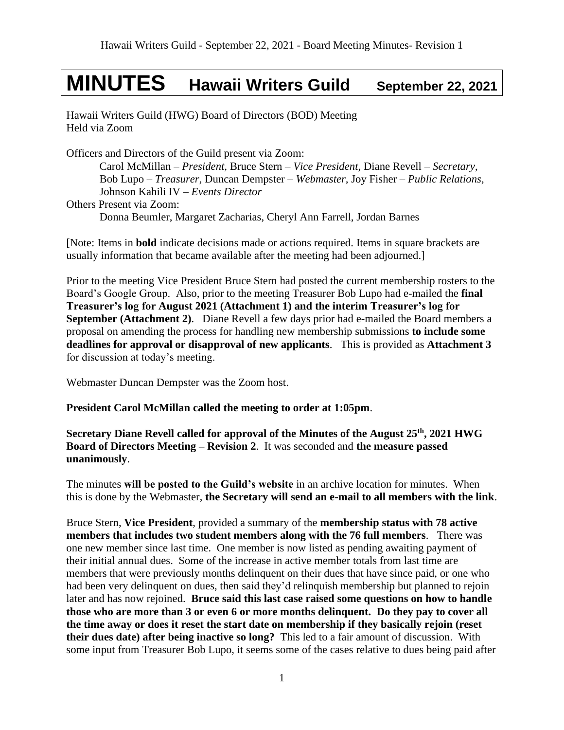# MINUTES Hawaii Writers Guild September 22, 2021

Hawaii Writers Guild (HWG) Board of Directors (BOD) Meeting
Held via Zoom

Officers and Directors of the Guild present via Zoom:

Carol McMillan – *President*, Bruce Stern – *Vice President*, Diane Revell – *Secretary*, Bob Lupo – *Treasurer*, Duncan Dempster – *Webmaster*, Joy Fisher – *Public Relations*, Johnson Kahili IV – *Events Director*

Others Present via Zoom:

Donna Beumler, Margaret Zacharias, Cheryl Ann Farrell, Jordan Barnes

[Note: Items in **bold** indicate decisions made or actions required. Items in square brackets are usually information that became available after the meeting had been adjourned.]

Prior to the meeting Vice President Bruce Stern had posted the current membership rosters to the Board's Google Group. Also, prior to the meeting Treasurer Bob Lupo had e-mailed the **final Treasurer's log for August 2021 (Attachment 1) and the interim Treasurer's log for September (Attachment 2)**. Diane Revell a few days prior had e-mailed the Board members a proposal on amending the process for handling new membership submissions **to include some deadlines for approval or disapproval of new applicants**. This is provided as **Attachment 3** for discussion at today's meeting.

Webmaster Duncan Dempster was the Zoom host.

**President Carol McMillan called the meeting to order at 1:05pm**.

**Secretary Diane Revell called for approval of the Minutes of the August 25th, 2021 HWG Board of Directors Meeting – Revision 2**. It was seconded and **the measure passed unanimously**.

The minutes **will be posted to the Guild's website** in an archive location for minutes. When this is done by the Webmaster, **the Secretary will send an e-mail to all members with the link**.

Bruce Stern, **Vice President**, provided a summary of the **membership status with 78 active members that includes two student members along with the 76 full members**. There was one new member since last time. One member is now listed as pending awaiting payment of their initial annual dues. Some of the increase in active member totals from last time are members that were previously months delinquent on their dues that have since paid, or one who had been very delinquent on dues, then said they'd relinquish membership but planned to rejoin later and has now rejoined. **Bruce said this last case raised some questions on how to handle those who are more than 3 or even 6 or more months delinquent. Do they pay to cover all the time away or does it reset the start date on membership if they basically rejoin (reset their dues date) after being inactive so long?** This led to a fair amount of discussion. With some input from Treasurer Bob Lupo, it seems some of the cases relative to dues being paid after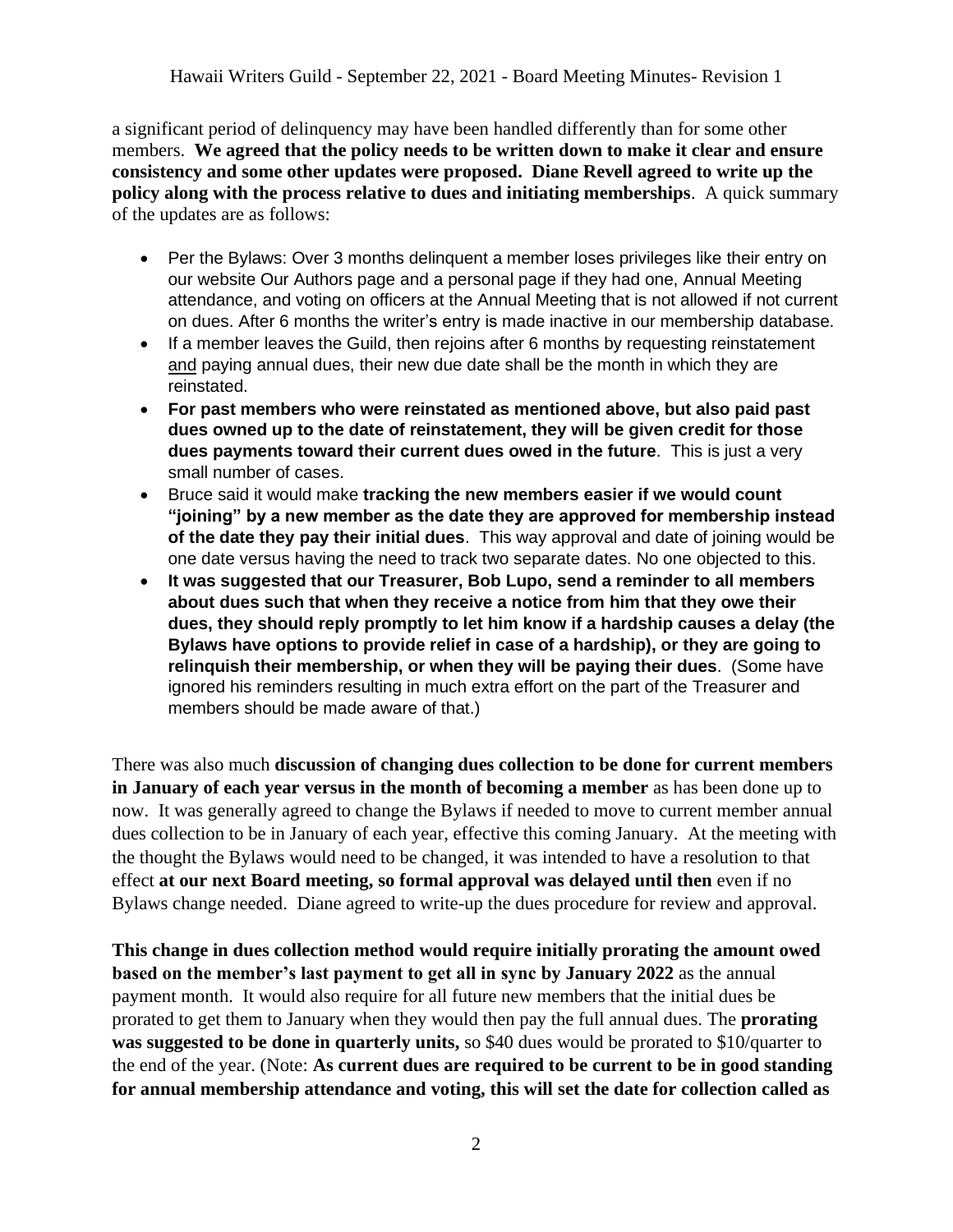a significant period of delinquency may have been handled differently than for some other members. **We agreed that the policy needs to be written down to make it clear and ensure consistency and some other updates were proposed. Diane Revell agreed to write up the policy along with the process relative to dues and initiating memberships**. A quick summary of the updates are as follows:

- Per the Bylaws: Over 3 months delinquent a member loses privileges like their entry on our website Our Authors page and a personal page if they had one, Annual Meeting attendance, and voting on officers at the Annual Meeting that is not allowed if not current on dues. After 6 months the writer's entry is made inactive in our membership database.
- If a member leaves the Guild, then rejoins after 6 months by requesting reinstatement and paying annual dues, their new due date shall be the month in which they are reinstated.
- **For past members who were reinstated as mentioned above, but also paid past dues owned up to the date of reinstatement, they will be given credit for those dues payments toward their current dues owed in the future**. This is just a very small number of cases.
- Bruce said it would make **tracking the new members easier if we would count "joining" by a new member as the date they are approved for membership instead of the date they pay their initial dues**. This way approval and date of joining would be one date versus having the need to track two separate dates. No one objected to this.
- **It was suggested that our Treasurer, Bob Lupo, send a reminder to all members about dues such that when they receive a notice from him that they owe their dues, they should reply promptly to let him know if a hardship causes a delay (the Bylaws have options to provide relief in case of a hardship), or they are going to relinquish their membership, or when they will be paying their dues**. (Some have ignored his reminders resulting in much extra effort on the part of the Treasurer and members should be made aware of that.)

There was also much **discussion of changing dues collection to be done for current members in January of each year versus in the month of becoming a member** as has been done up to now. It was generally agreed to change the Bylaws if needed to move to current member annual dues collection to be in January of each year, effective this coming January. At the meeting with the thought the Bylaws would need to be changed, it was intended to have a resolution to that effect **at our next Board meeting, so formal approval was delayed until then** even if no Bylaws change needed. Diane agreed to write-up the dues procedure for review and approval.

**This change in dues collection method would require initially prorating the amount owed based on the member's last payment to get all in sync by January 2022** as the annual payment month. It would also require for all future new members that the initial dues be prorated to get them to January when they would then pay the full annual dues. The **prorating was suggested to be done in quarterly units,** so $40 dues would be prorated to $10/quarter to the end of the year. (Note: **As current dues are required to be current to be in good standing for annual membership attendance and voting, this will set the date for collection called as**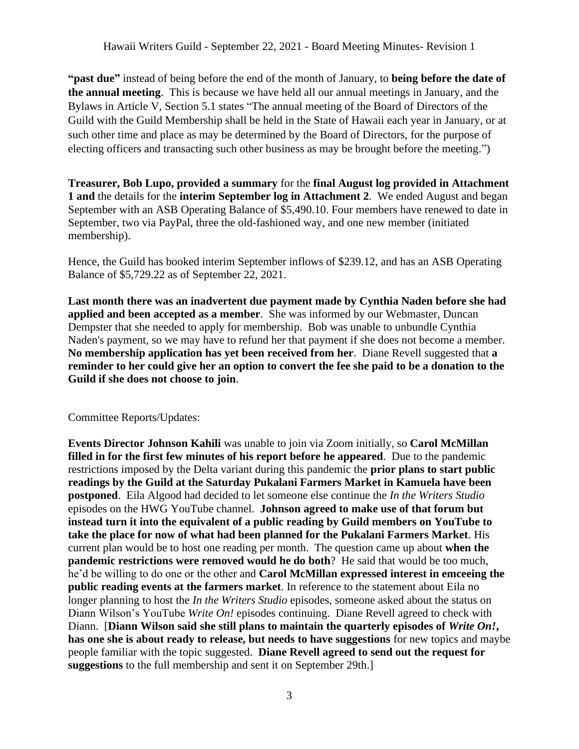**"past due"** instead of being before the end of the month of January, to **being before the date of the annual meeting**. This is because we have held all our annual meetings in January, and the Bylaws in Article V, Section 5.1 states "The annual meeting of the Board of Directors of the Guild with the Guild Membership shall be held in the State of Hawaii each year in January, or at such other time and place as may be determined by the Board of Directors, for the purpose of electing officers and transacting such other business as may be brought before the meeting.")

**Treasurer, Bob Lupo, provided a summary** for the **final August log provided in Attachment 1 and** the details for the **interim September log in Attachment 2**. We ended August and began September with an ASB Operating Balance of $5,490.10. Four members have renewed to date in September, two via PayPal, three the old-fashioned way, and one new member (initiated membership).

Hence, the Guild has booked interim September inflows of $239.12, and has an ASB Operating Balance of $5,729.22 as of September 22, 2021.

**Last month there was an inadvertent due payment made by Cynthia Naden before she had applied and been accepted as a member**. She was informed by our Webmaster, Duncan Dempster that she needed to apply for membership. Bob was unable to unbundle Cynthia Naden's payment, so we may have to refund her that payment if she does not become a member. **No membership application has yet been received from her**. Diane Revell suggested that **a reminder to her could give her an option to convert the fee she paid to be a donation to the Guild if she does not choose to join**.

Committee Reports/Updates:

**Events Director Johnson Kahili** was unable to join via Zoom initially, so **Carol McMillan filled in for the first few minutes of his report before he appeared**. Due to the pandemic restrictions imposed by the Delta variant during this pandemic the **prior plans to start public readings by the Guild at the Saturday Pukalani Farmers Market in Kamuela have been postponed**. Eila Algood had decided to let someone else continue the *In the Writers Studio* episodes on the HWG YouTube channel. **Johnson agreed to make use of that forum but instead turn it into the equivalent of a public reading by Guild members on YouTube to take the place for now of what had been planned for the Pukalani Farmers Market**. His current plan would be to host one reading per month. The question came up about **when the pandemic restrictions were removed would he do both**? He said that would be too much, he'd be willing to do one or the other and **Carol McMillan expressed interest in emceeing the public reading events at the farmers market**. In reference to the statement about Eila no longer planning to host the *In the Writers Studio* episodes, someone asked about the status on Diann Wilson's YouTube *Write On!* episodes continuing. Diane Revell agreed to check with Diann. [**Diann Wilson said she still plans to maintain the quarterly episodes of *Write On!*, has one she is about ready to release, but needs to have suggestions** for new topics and maybe people familiar with the topic suggested. **Diane Revell agreed to send out the request for suggestions** to the full membership and sent it on September 29th.]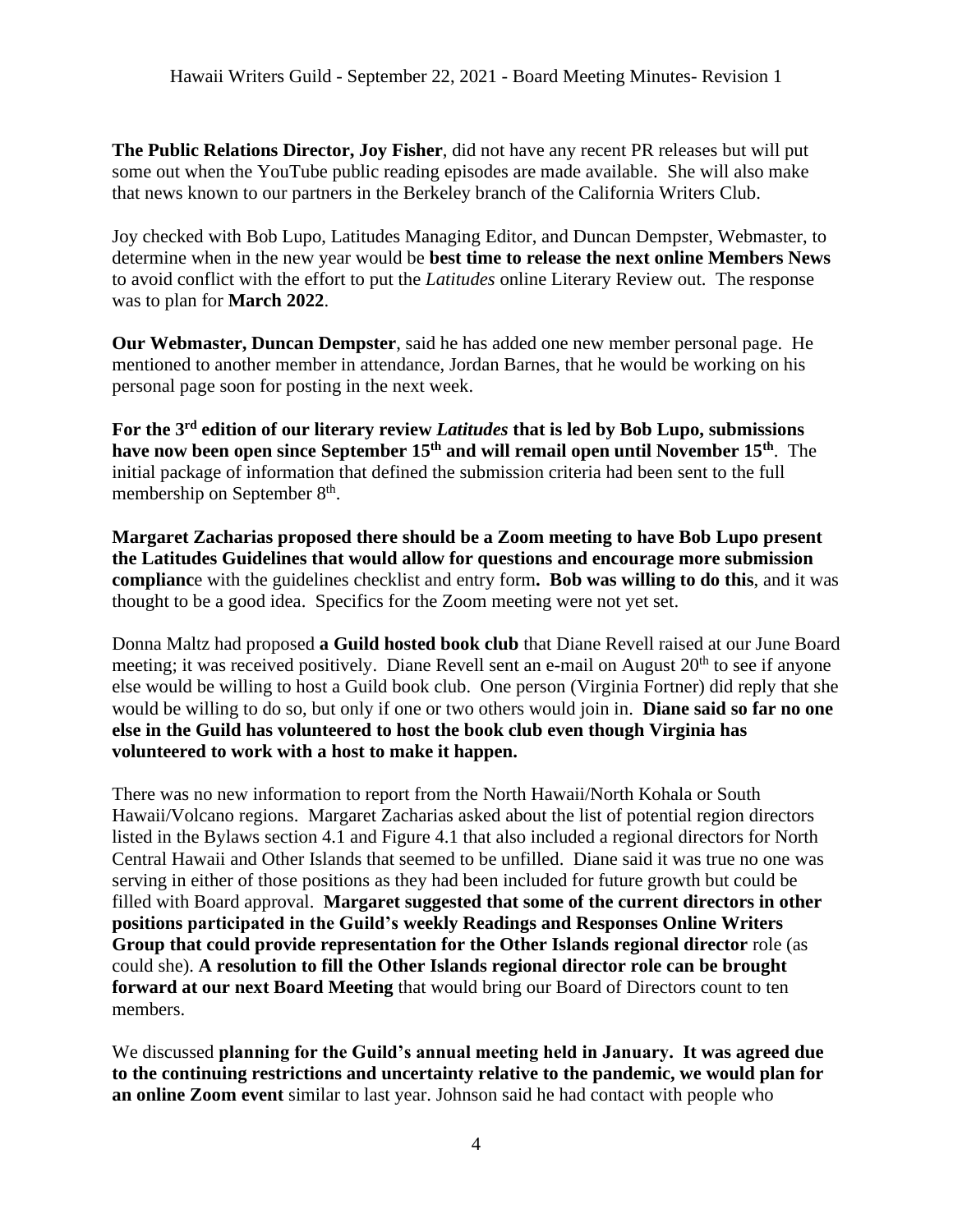**The Public Relations Director, Joy Fisher**, did not have any recent PR releases but will put some out when the YouTube public reading episodes are made available. She will also make that news known to our partners in the Berkeley branch of the California Writers Club.

Joy checked with Bob Lupo, Latitudes Managing Editor, and Duncan Dempster, Webmaster, to determine when in the new year would be **best time to release the next online Members News** to avoid conflict with the effort to put the *Latitudes* online Literary Review out. The response was to plan for **March 2022**.

**Our Webmaster, Duncan Dempster**, said he has added one new member personal page. He mentioned to another member in attendance, Jordan Barnes, that he would be working on his personal page soon for posting in the next week.

**For the 3rd edition of our literary review *Latitudes* that is led by Bob Lupo, submissions have now been open since September 15th and will remail open until November 15th**. The initial package of information that defined the submission criteria had been sent to the full membership on September 8th.

**Margaret Zacharias proposed there should be a Zoom meeting to have Bob Lupo present the Latitudes Guidelines that would allow for questions and encourage more submission complianc**e with the guidelines checklist and entry form**. Bob was willing to do this**, and it was thought to be a good idea. Specifics for the Zoom meeting were not yet set.

Donna Maltz had proposed **a Guild hosted book club** that Diane Revell raised at our June Board meeting; it was received positively. Diane Revell sent an e-mail on August 20th to see if anyone else would be willing to host a Guild book club. One person (Virginia Fortner) did reply that she would be willing to do so, but only if one or two others would join in. **Diane said so far no one else in the Guild has volunteered to host the book club even though Virginia has volunteered to work with a host to make it happen.**

There was no new information to report from the North Hawaii/North Kohala or South Hawaii/Volcano regions. Margaret Zacharias asked about the list of potential region directors listed in the Bylaws section 4.1 and Figure 4.1 that also included a regional directors for North Central Hawaii and Other Islands that seemed to be unfilled. Diane said it was true no one was serving in either of those positions as they had been included for future growth but could be filled with Board approval. **Margaret suggested that some of the current directors in other positions participated in the Guild's weekly Readings and Responses Online Writers Group that could provide representation for the Other Islands regional director** role (as could she). **A resolution to fill the Other Islands regional director role can be brought forward at our next Board Meeting** that would bring our Board of Directors count to ten members.

We discussed **planning for the Guild's annual meeting held in January. It was agreed due to the continuing restrictions and uncertainty relative to the pandemic, we would plan for an online Zoom event** similar to last year. Johnson said he had contact with people who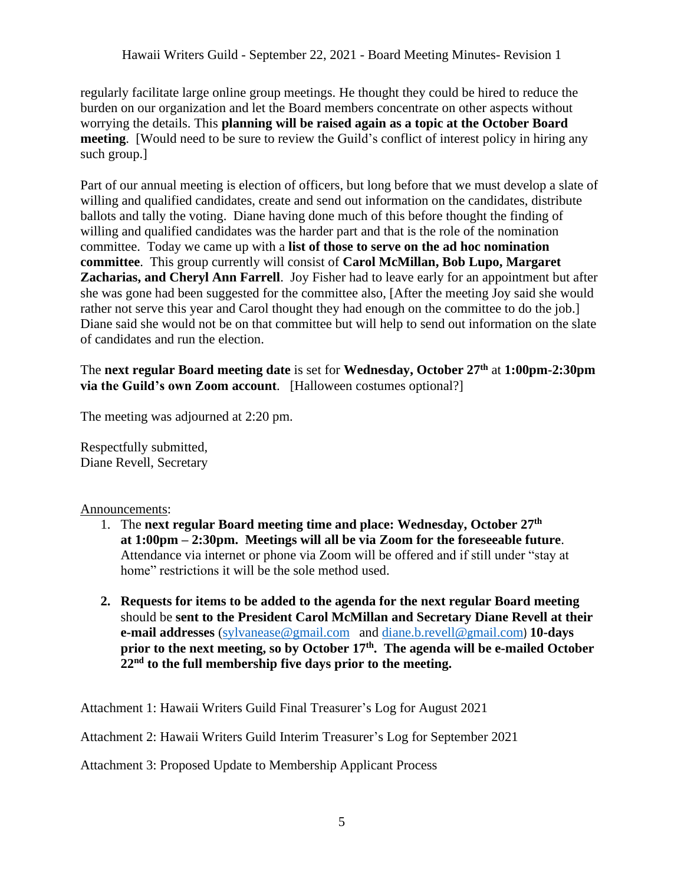regularly facilitate large online group meetings. He thought they could be hired to reduce the burden on our organization and let the Board members concentrate on other aspects without worrying the details. This **planning will be raised again as a topic at the October Board meeting**. [Would need to be sure to review the Guild's conflict of interest policy in hiring any such group.]

Part of our annual meeting is election of officers, but long before that we must develop a slate of willing and qualified candidates, create and send out information on the candidates, distribute ballots and tally the voting. Diane having done much of this before thought the finding of willing and qualified candidates was the harder part and that is the role of the nomination committee. Today we came up with a **list of those to serve on the ad hoc nomination committee**. This group currently will consist of **Carol McMillan, Bob Lupo, Margaret Zacharias, and Cheryl Ann Farrell**. Joy Fisher had to leave early for an appointment but after she was gone had been suggested for the committee also, [After the meeting Joy said she would rather not serve this year and Carol thought they had enough on the committee to do the job.] Diane said she would not be on that committee but will help to send out information on the slate of candidates and run the election.

The **next regular Board meeting date** is set for **Wednesday, October 27th** at **1:00pm-2:30pm via the Guild's own Zoom account**. [Halloween costumes optional?]

The meeting was adjourned at 2:20 pm.

Respectfully submitted,
Diane Revell, Secretary

Announcements:

1. The **next regular Board meeting time and place: Wednesday, October 27th at 1:00pm – 2:30pm. Meetings will all be via Zoom for the foreseeable future**. Attendance via internet or phone via Zoom will be offered and if still under "stay at home" restrictions it will be the sole method used.

2. **Requests for items to be added to the agenda for the next regular Board meeting** should be **sent to the President Carol McMillan and Secretary Diane Revell at their e-mail addresses** (sylvanease@gmail.com and diane.b.revell@gmail.com) **10-days prior to the next meeting, so by October 17th. The agenda will be e-mailed October 22nd to the full membership five days prior to the meeting.**

Attachment 1: Hawaii Writers Guild Final Treasurer's Log for August 2021

Attachment 2: Hawaii Writers Guild Interim Treasurer's Log for September 2021

Attachment 3: Proposed Update to Membership Applicant Process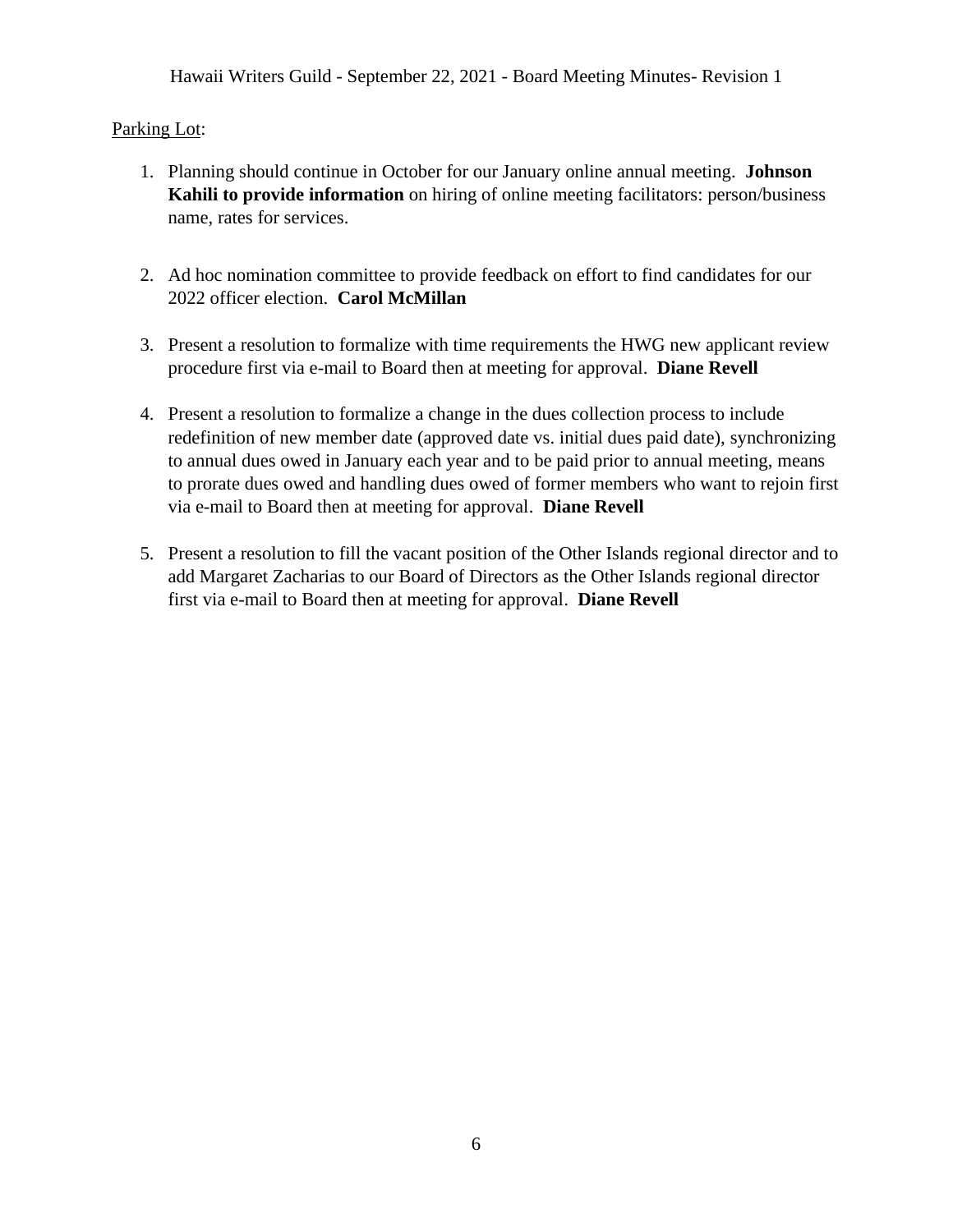Parking Lot:

1. Planning should continue in October for our January online annual meeting. **Johnson Kahili to provide information** on hiring of online meeting facilitators: person/business name, rates for services.

2. Ad hoc nomination committee to provide feedback on effort to find candidates for our 2022 officer election. **Carol McMillan**

3. Present a resolution to formalize with time requirements the HWG new applicant review procedure first via e-mail to Board then at meeting for approval. **Diane Revell**

4. Present a resolution to formalize a change in the dues collection process to include redefinition of new member date (approved date vs. initial dues paid date), synchronizing to annual dues owed in January each year and to be paid prior to annual meeting, means to prorate dues owed and handling dues owed of former members who want to rejoin first via e-mail to Board then at meeting for approval. **Diane Revell**

5. Present a resolution to fill the vacant position of the Other Islands regional director and to add Margaret Zacharias to our Board of Directors as the Other Islands regional director first via e-mail to Board then at meeting for approval. **Diane Revell**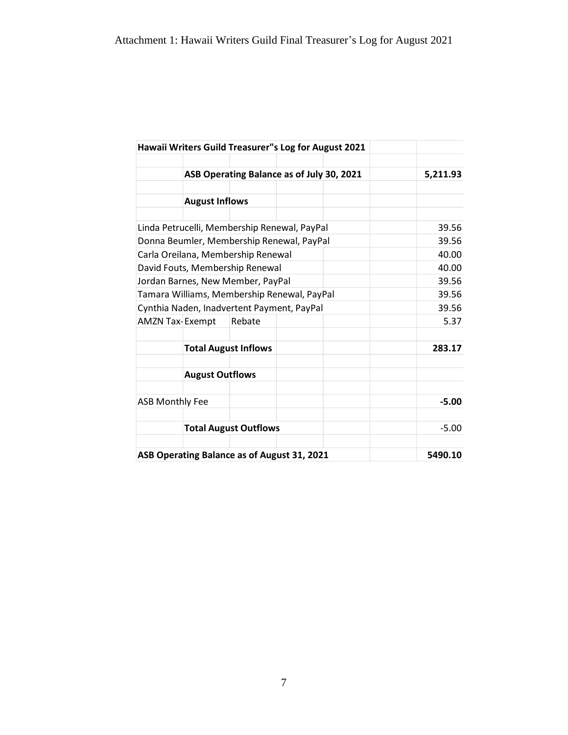Attachment 1: Hawaii Writers Guild Final Treasurer's Log for August 2021

| **Hawaii Writers Guild Treasurer"s Log for August 2021** | |
|---|---|
| | |
| **ASB Operating Balance as of July 30, 2021** | **5,211.93** |
| | |
| **August Inflows** | |
| | |
| Linda Petrucelli, Membership Renewal, PayPal | 39.56 |
| Donna Beumler, Membership Renewal, PayPal | 39.56 |
| Carla Oreilana, Membership Renewal | 40.00 |
| David Fouts, Membership Renewal | 40.00 |
| Jordan Barnes, New Member, PayPal | 39.56 |
| Tamara Williams, Membership Renewal, PayPal | 39.56 |
| Cynthia Naden, Inadvertent Payment, PayPal | 39.56 |
| AMZN Tax-Exempt Rebate | 5.37 |
| | |
| **Total August Inflows** | **283.17** |
| | |
| **August Outflows** | |
| | |
| ASB Monthly Fee | **-5.00** |
| | |
| **Total August Outflows** | -5.00 |
| | |
| **ASB Operating Balance as of August 31, 2021** | **5490.10** |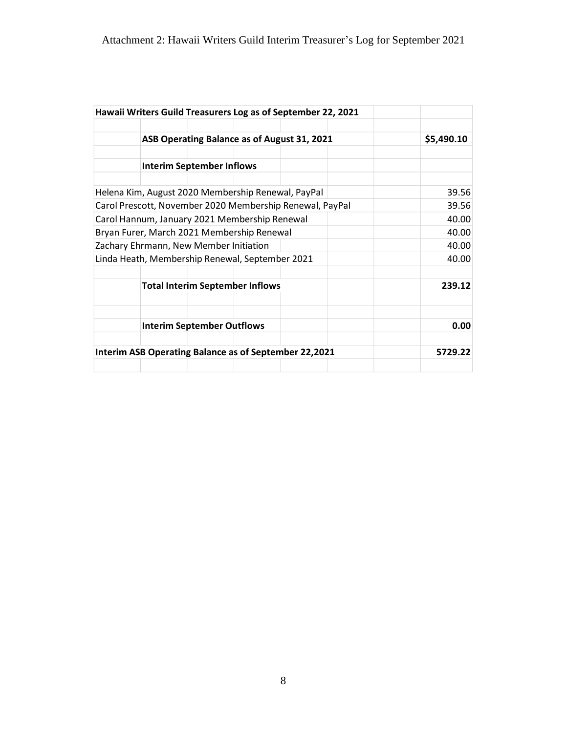Attachment 2: Hawaii Writers Guild Interim Treasurer's Log for September 2021

| **Hawaii Writers Guild Treasurers Log as of September 22, 2021** | |
|---|---|
| | |
| **ASB Operating Balance as of August 31, 2021** | **$5,490.10** |
| | |
| **Interim September Inflows** | |
| | |
| Helena Kim, August 2020 Membership Renewal, PayPal | 39.56 |
| Carol Prescott, November 2020 Membership Renewal, PayPal | 39.56 |
| Carol Hannum, January 2021 Membership Renewal | 40.00 |
| Bryan Furer, March 2021 Membership Renewal | 40.00 |
| Zachary Ehrmann, New Member Initiation | 40.00 |
| Linda Heath, Membership Renewal, September 2021 | 40.00 |
| | |
| **Total Interim September Inflows** | **239.12** |
| | |
| | |
| **Interim September Outflows** | **0.00** |
| | |
| **Interim ASB Operating Balance as of September 22,2021** | **5729.22** |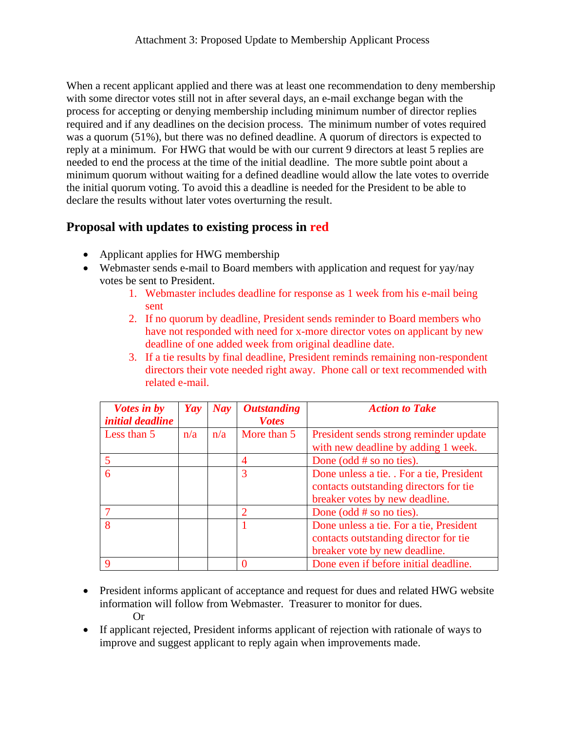Attachment 3: Proposed Update to Membership Applicant Process

When a recent applicant applied and there was at least one recommendation to deny membership with some director votes still not in after several days, an e-mail exchange began with the process for accepting or denying membership including minimum number of director replies required and if any deadlines on the decision process. The minimum number of votes required was a quorum (51%), but there was no defined deadline. A quorum of directors is expected to reply at a minimum. For HWG that would be with our current 9 directors at least 5 replies are needed to end the process at the time of the initial deadline. The more subtle point about a minimum quorum without waiting for a defined deadline would allow the late votes to override the initial quorum voting. To avoid this a deadline is needed for the President to be able to declare the results without later votes overturning the result.

## Proposal with updates to existing process in red

- Applicant applies for HWG membership
- Webmaster sends e-mail to Board members with application and request for yay/nay votes be sent to President.
    1. Webmaster includes deadline for response as 1 week from his e-mail being sent
    2. If no quorum by deadline, President sends reminder to Board members who have not responded with need for x-more director votes on applicant by new deadline of one added week from original deadline date.
    3. If a tie results by final deadline, President reminds remaining non-respondent directors their vote needed right away. Phone call or text recommended with related e-mail.

| ***Votes in by initial deadline*** | ***Yay*** | ***Nay*** | ***Outstanding Votes*** | ***Action to Take*** |
|---|---|---|---|---|
| Less than 5 | n/a | n/a | More than 5 | President sends strong reminder update with new deadline by adding 1 week. |
| 5 | | | 4 | Done (odd # so no ties). |
| 6 | | | 3 | Done unless a tie. . For a tie, President contacts outstanding directors for tie breaker votes by new deadline. |
| 7 | | | 2 | Done (odd # so no ties). |
| 8 | | | 1 | Done unless a tie. For a tie, President contacts outstanding director for tie breaker vote by new deadline. |
| 9 | | | 0 | Done even if before initial deadline. |

- President informs applicant of acceptance and request for dues and related HWG website information will follow from Webmaster. Treasurer to monitor for dues.
  Or
- If applicant rejected, President informs applicant of rejection with rationale of ways to improve and suggest applicant to reply again when improvements made.